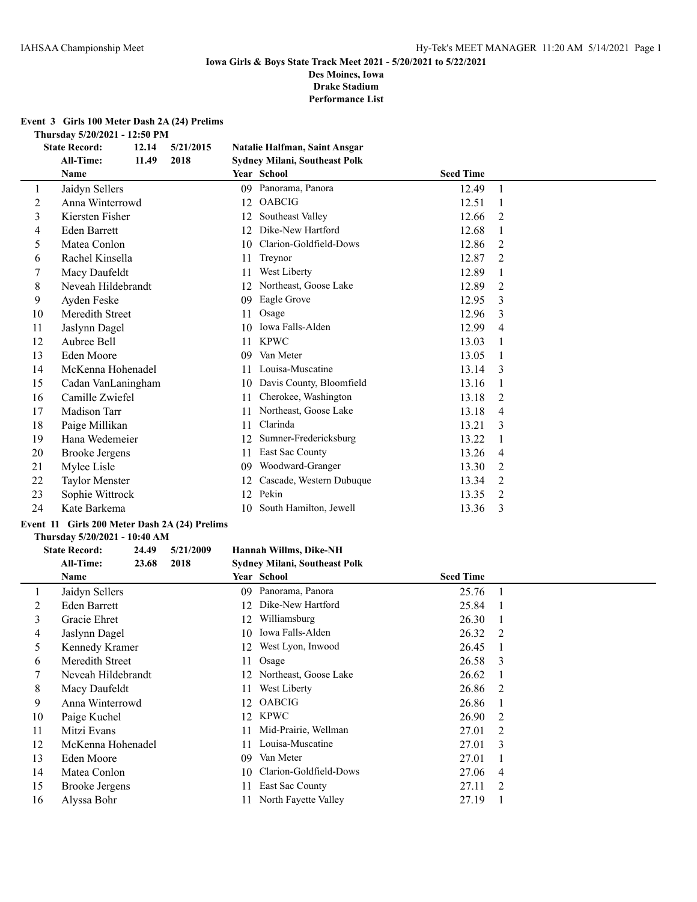**Iowa Girls & Boys State Track Meet 2021 - 5/20/2021 to 5/22/2021**
**Des Moines, Iowa**
**Drake Stadium**
**Performance List**

**Event 3 Girls 100 Meter Dash 2A (24) Prelims**

**Thursday 5/20/2021 - 12:50 PM**

**State Record:** 12.14 5/21/2015 **Natalie Halfman, Saint Ansgar**
**All-Time:** 11.49 2018 **Sydney Milani, Southeast Polk**

| | Name | Year | School | Seed Time | |
|---|---|---|---|---|---|
| 1 | Jaidyn Sellers | 09 | Panorama, Panora | 12.49 | 1 |
| 2 | Anna Winterrowd | 12 | OABCIG | 12.51 | 1 |
| 3 | Kiersten Fisher | 12 | Southeast Valley | 12.66 | 2 |
| 4 | Eden Barrett | 12 | Dike-New Hartford | 12.68 | 1 |
| 5 | Matea Conlon | 10 | Clarion-Goldfield-Dows | 12.86 | 2 |
| 6 | Rachel Kinsella | 11 | Treynor | 12.87 | 2 |
| 7 | Macy Daufeldt | 11 | West Liberty | 12.89 | 1 |
| 8 | Neveah Hildebrandt | 12 | Northeast, Goose Lake | 12.89 | 2 |
| 9 | Ayden Feske | 09 | Eagle Grove | 12.95 | 3 |
| 10 | Meredith Street | 11 | Osage | 12.96 | 3 |
| 11 | Jaslynn Dagel | 10 | Iowa Falls-Alden | 12.99 | 4 |
| 12 | Aubree Bell | 11 | KPWC | 13.03 | 1 |
| 13 | Eden Moore | 09 | Van Meter | 13.05 | 1 |
| 14 | McKenna Hohenadel | 11 | Louisa-Muscatine | 13.14 | 3 |
| 15 | Cadan VanLaningham | 10 | Davis County, Bloomfield | 13.16 | 1 |
| 16 | Camille Zwiefel | 11 | Cherokee, Washington | 13.18 | 2 |
| 17 | Madison Tarr | 11 | Northeast, Goose Lake | 13.18 | 4 |
| 18 | Paige Millikan | 11 | Clarinda | 13.21 | 3 |
| 19 | Hana Wedemeier | 12 | Sumner-Fredericksburg | 13.22 | 1 |
| 20 | Brooke Jergens | 11 | East Sac County | 13.26 | 4 |
| 21 | Mylee Lisle | 09 | Woodward-Granger | 13.30 | 2 |
| 22 | Taylor Menster | 12 | Cascade, Western Dubuque | 13.34 | 2 |
| 23 | Sophie Wittrock | 12 | Pekin | 13.35 | 2 |
| 24 | Kate Barkema | 10 | South Hamilton, Jewell | 13.36 | 3 |

**Event 11 Girls 200 Meter Dash 2A (24) Prelims**

**Thursday 5/20/2021 - 10:40 AM**

**State Record:** 24.49 5/21/2009 **Hannah Willms, Dike-NH**
**All-Time:** 23.68 2018 **Sydney Milani, Southeast Polk**

| | Name | Year | School | Seed Time | |
|---|---|---|---|---|---|
| 1 | Jaidyn Sellers | 09 | Panorama, Panora | 25.76 | 1 |
| 2 | Eden Barrett | 12 | Dike-New Hartford | 25.84 | 1 |
| 3 | Gracie Ehret | 12 | Williamsburg | 26.30 | 1 |
| 4 | Jaslynn Dagel | 10 | Iowa Falls-Alden | 26.32 | 2 |
| 5 | Kennedy Kramer | 12 | West Lyon, Inwood | 26.45 | 1 |
| 6 | Meredith Street | 11 | Osage | 26.58 | 3 |
| 7 | Neveah Hildebrandt | 12 | Northeast, Goose Lake | 26.62 | 1 |
| 8 | Macy Daufeldt | 11 | West Liberty | 26.86 | 2 |
| 9 | Anna Winterrowd | 12 | OABCIG | 26.86 | 1 |
| 10 | Paige Kuchel | 12 | KPWC | 26.90 | 2 |
| 11 | Mitzi Evans | 11 | Mid-Prairie, Wellman | 27.01 | 2 |
| 12 | McKenna Hohenadel | 11 | Louisa-Muscatine | 27.01 | 3 |
| 13 | Eden Moore | 09 | Van Meter | 27.01 | 1 |
| 14 | Matea Conlon | 10 | Clarion-Goldfield-Dows | 27.06 | 4 |
| 15 | Brooke Jergens | 11 | East Sac County | 27.11 | 2 |
| 16 | Alyssa Bohr | 11 | North Fayette Valley | 27.19 | 1 |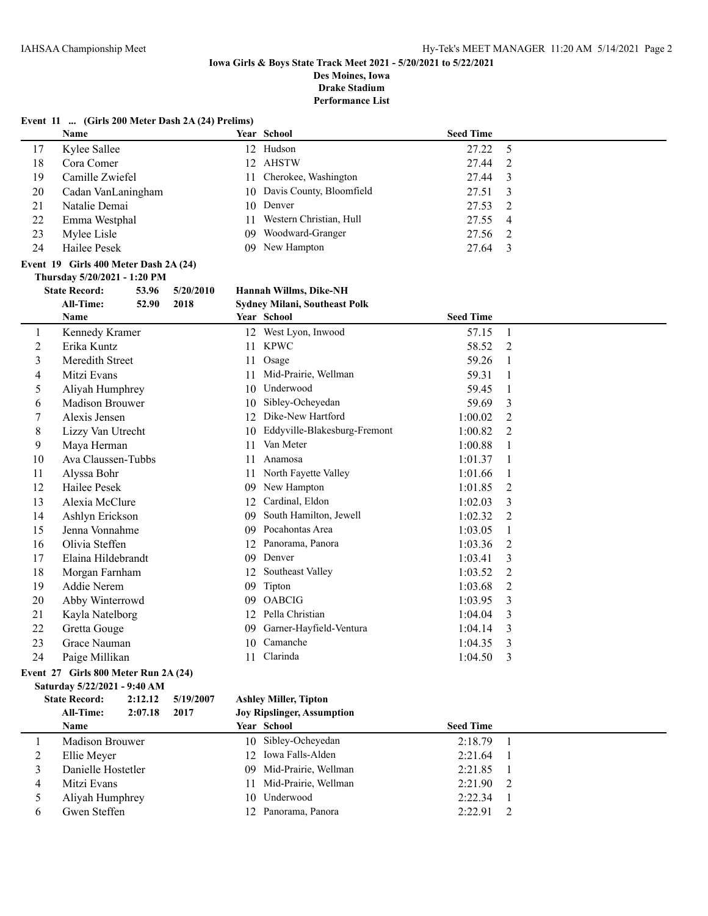**Iowa Girls & Boys State Track Meet 2021 - 5/20/2021 to 5/22/2021**
**Des Moines, Iowa**
**Drake Stadium**
**Performance List**

**Event 11 ... (Girls 200 Meter Dash 2A (24) Prelims)**

| | Name | Year | School | Seed Time | |
|---|---|---|---|---|---|
| 17 | Kylee Sallee | 12 | Hudson | 27.22 | 5 |
| 18 | Cora Comer | 12 | AHSTW | 27.44 | 2 |
| 19 | Camille Zwiefel | 11 | Cherokee, Washington | 27.44 | 3 |
| 20 | Cadan VanLaningham | 10 | Davis County, Bloomfield | 27.51 | 3 |
| 21 | Natalie Demai | 10 | Denver | 27.53 | 2 |
| 22 | Emma Westphal | 11 | Western Christian, Hull | 27.55 | 4 |
| 23 | Mylee Lisle | 09 | Woodward-Granger | 27.56 | 2 |
| 24 | Hailee Pesek | 09 | New Hampton | 27.64 | 3 |

**Event 19 Girls 400 Meter Dash 2A (24)**

**Thursday 5/20/2021 - 1:20 PM**

**State Record:** 53.96 5/20/2010 **Hannah Willms, Dike-NH**
**All-Time:** 52.90 2018 **Sydney Milani, Southeast Polk**

| | Name | Year | School | Seed Time | |
|---|---|---|---|---|---|
| 1 | Kennedy Kramer | 12 | West Lyon, Inwood | 57.15 | 1 |
| 2 | Erika Kuntz | 11 | KPWC | 58.52 | 2 |
| 3 | Meredith Street | 11 | Osage | 59.26 | 1 |
| 4 | Mitzi Evans | 11 | Mid-Prairie, Wellman | 59.31 | 1 |
| 5 | Aliyah Humphrey | 10 | Underwood | 59.45 | 1 |
| 6 | Madison Brouwer | 10 | Sibley-Ocheyedan | 59.69 | 3 |
| 7 | Alexis Jensen | 12 | Dike-New Hartford | 1:00.02 | 2 |
| 8 | Lizzy Van Utrecht | 10 | Eddyville-Blakesburg-Fremont | 1:00.82 | 2 |
| 9 | Maya Herman | 11 | Van Meter | 1:00.88 | 1 |
| 10 | Ava Claussen-Tubbs | 11 | Anamosa | 1:01.37 | 1 |
| 11 | Alyssa Bohr | 11 | North Fayette Valley | 1:01.66 | 1 |
| 12 | Hailee Pesek | 09 | New Hampton | 1:01.85 | 2 |
| 13 | Alexia McClure | 12 | Cardinal, Eldon | 1:02.03 | 3 |
| 14 | Ashlyn Erickson | 09 | South Hamilton, Jewell | 1:02.32 | 2 |
| 15 | Jenna Vonnahme | 09 | Pocahontas Area | 1:03.05 | 1 |
| 16 | Olivia Steffen | 12 | Panorama, Panora | 1:03.36 | 2 |
| 17 | Elaina Hildebrandt | 09 | Denver | 1:03.41 | 3 |
| 18 | Morgan Farnham | 12 | Southeast Valley | 1:03.52 | 2 |
| 19 | Addie Nerem | 09 | Tipton | 1:03.68 | 2 |
| 20 | Abby Winterrowd | 09 | OABCIG | 1:03.95 | 3 |
| 21 | Kayla Natelborg | 12 | Pella Christian | 1:04.04 | 3 |
| 22 | Gretta Gouge | 09 | Garner-Hayfield-Ventura | 1:04.14 | 3 |
| 23 | Grace Nauman | 10 | Camanche | 1:04.35 | 3 |
| 24 | Paige Millikan | 11 | Clarinda | 1:04.50 | 3 |

**Event 27 Girls 800 Meter Run 2A (24)**

**Saturday 5/22/2021 - 9:40 AM**

**State Record:** 2:12.12 5/19/2007 **Ashley Miller, Tipton**
**All-Time:** 2:07.18 2017 **Joy Ripslinger, Assumption**

| | Name | Year | School | Seed Time | |
|---|---|---|---|---|---|
| 1 | Madison Brouwer | 10 | Sibley-Ocheyedan | 2:18.79 | 1 |
| 2 | Ellie Meyer | 12 | Iowa Falls-Alden | 2:21.64 | 1 |
| 3 | Danielle Hostetler | 09 | Mid-Prairie, Wellman | 2:21.85 | 1 |
| 4 | Mitzi Evans | 11 | Mid-Prairie, Wellman | 2:21.90 | 2 |
| 5 | Aliyah Humphrey | 10 | Underwood | 2:22.34 | 1 |
| 6 | Gwen Steffen | 12 | Panorama, Panora | 2:22.91 | 2 |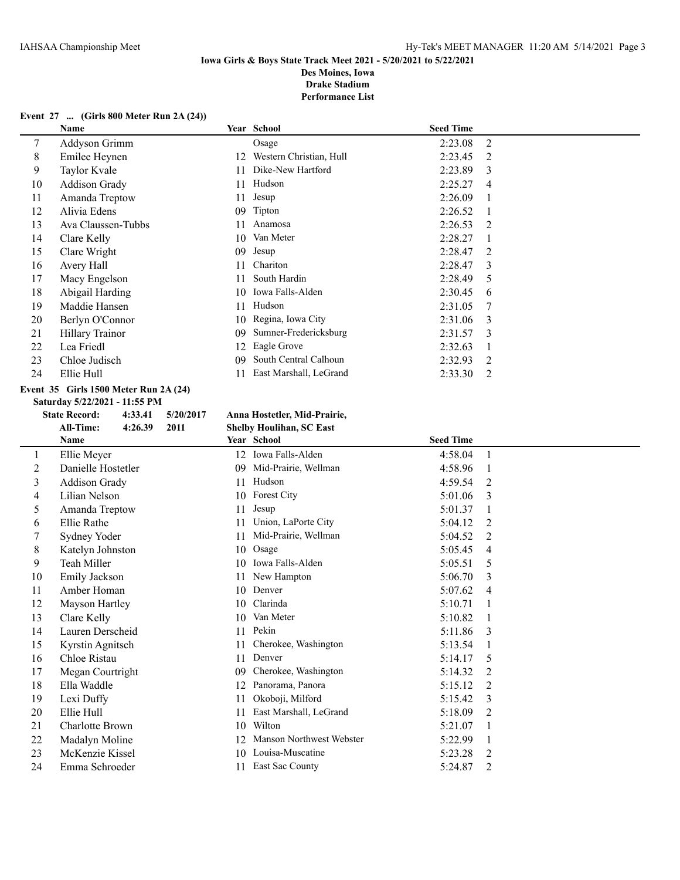**Iowa Girls & Boys State Track Meet 2021 - 5/20/2021 to 5/22/2021**
**Des Moines, Iowa**
**Drake Stadium**
**Performance List**

**Event 27 ... (Girls 800 Meter Run 2A (24))**

| | Name | Year | School | Seed Time | |
|---|---|---|---|---|---|
| 7 | Addyson Grimm | | Osage | 2:23.08 | 2 |
| 8 | Emilee Heynen | 12 | Western Christian, Hull | 2:23.45 | 2 |
| 9 | Taylor Kvale | 11 | Dike-New Hartford | 2:23.89 | 3 |
| 10 | Addison Grady | 11 | Hudson | 2:25.27 | 4 |
| 11 | Amanda Treptow | 11 | Jesup | 2:26.09 | 1 |
| 12 | Alivia Edens | 09 | Tipton | 2:26.52 | 1 |
| 13 | Ava Claussen-Tubbs | 11 | Anamosa | 2:26.53 | 2 |
| 14 | Clare Kelly | 10 | Van Meter | 2:28.27 | 1 |
| 15 | Clare Wright | 09 | Jesup | 2:28.47 | 2 |
| 16 | Avery Hall | 11 | Chariton | 2:28.47 | 3 |
| 17 | Macy Engelson | 11 | South Hardin | 2:28.49 | 5 |
| 18 | Abigail Harding | 10 | Iowa Falls-Alden | 2:30.45 | 6 |
| 19 | Maddie Hansen | 11 | Hudson | 2:31.05 | 7 |
| 20 | Berlyn O'Connor | 10 | Regina, Iowa City | 2:31.06 | 3 |
| 21 | Hillary Trainor | 09 | Sumner-Fredericksburg | 2:31.57 | 3 |
| 22 | Lea Friedl | 12 | Eagle Grove | 2:32.63 | 1 |
| 23 | Chloe Judisch | 09 | South Central Calhoun | 2:32.93 | 2 |
| 24 | Ellie Hull | 11 | East Marshall, LeGrand | 2:33.30 | 2 |

**Event 35 Girls 1500 Meter Run 2A (24)**

**Saturday 5/22/2021 - 11:55 PM**

**State Record: 4:33.41 5/20/2017 Anna Hostetler, Mid-Prairie,**
**All-Time: 4:26.39 2011 Shelby Houlihan, SC East**

| | Name | Year | School | Seed Time | |
|---|---|---|---|---|---|
| 1 | Ellie Meyer | 12 | Iowa Falls-Alden | 4:58.04 | 1 |
| 2 | Danielle Hostetler | 09 | Mid-Prairie, Wellman | 4:58.96 | 1 |
| 3 | Addison Grady | 11 | Hudson | 4:59.54 | 2 |
| 4 | Lilian Nelson | 10 | Forest City | 5:01.06 | 3 |
| 5 | Amanda Treptow | 11 | Jesup | 5:01.37 | 1 |
| 6 | Ellie Rathe | 11 | Union, LaPorte City | 5:04.12 | 2 |
| 7 | Sydney Yoder | 11 | Mid-Prairie, Wellman | 5:04.52 | 2 |
| 8 | Katelyn Johnston | 10 | Osage | 5:05.45 | 4 |
| 9 | Teah Miller | 10 | Iowa Falls-Alden | 5:05.51 | 5 |
| 10 | Emily Jackson | 11 | New Hampton | 5:06.70 | 3 |
| 11 | Amber Homan | 10 | Denver | 5:07.62 | 4 |
| 12 | Mayson Hartley | 10 | Clarinda | 5:10.71 | 1 |
| 13 | Clare Kelly | 10 | Van Meter | 5:10.82 | 1 |
| 14 | Lauren Derscheid | 11 | Pekin | 5:11.86 | 3 |
| 15 | Kyrstin Agnitsch | 11 | Cherokee, Washington | 5:13.54 | 1 |
| 16 | Chloe Ristau | 11 | Denver | 5:14.17 | 5 |
| 17 | Megan Courtright | 09 | Cherokee, Washington | 5:14.32 | 2 |
| 18 | Ella Waddle | 12 | Panorama, Panora | 5:15.12 | 2 |
| 19 | Lexi Duffy | 11 | Okoboji, Milford | 5:15.42 | 3 |
| 20 | Ellie Hull | 11 | East Marshall, LeGrand | 5:18.09 | 2 |
| 21 | Charlotte Brown | 10 | Wilton | 5:21.07 | 1 |
| 22 | Madalyn Moline | 12 | Manson Northwest Webster | 5:22.99 | 1 |
| 23 | McKenzie Kissel | 10 | Louisa-Muscatine | 5:23.28 | 2 |
| 24 | Emma Schroeder | 11 | East Sac County | 5:24.87 | 2 |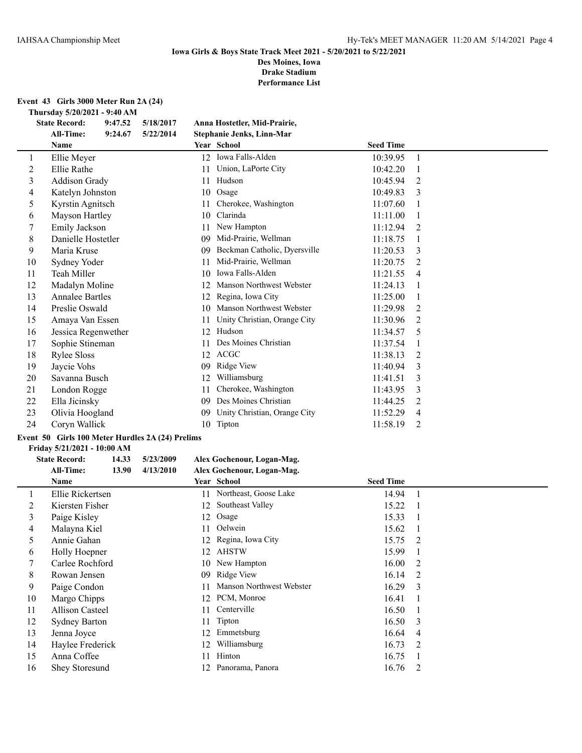**Iowa Girls & Boys State Track Meet 2021 - 5/20/2021 to 5/22/2021**
**Des Moines, Iowa**
**Drake Stadium**
**Performance List**

**Event 43 Girls 3000 Meter Run 2A (24)**

**Thursday 5/20/2021 - 9:40 AM**

**State Record:** 9:47.52 5/18/2017 **Anna Hostetler, Mid-Prairie,**

**All-Time:** 9:24.67 5/22/2014 **Stephanie Jenks, Linn-Mar**

| | Name | Year | School | Seed Time | |
|---|---|---|---|---|---|
| 1 | Ellie Meyer | 12 | Iowa Falls-Alden | 10:39.95 | 1 |
| 2 | Ellie Rathe | 11 | Union, LaPorte City | 10:42.20 | 1 |
| 3 | Addison Grady | 11 | Hudson | 10:45.94 | 2 |
| 4 | Katelyn Johnston | 10 | Osage | 10:49.83 | 3 |
| 5 | Kyrstin Agnitsch | 11 | Cherokee, Washington | 11:07.60 | 1 |
| 6 | Mayson Hartley | 10 | Clarinda | 11:11.00 | 1 |
| 7 | Emily Jackson | 11 | New Hampton | 11:12.94 | 2 |
| 8 | Danielle Hostetler | 09 | Mid-Prairie, Wellman | 11:18.75 | 1 |
| 9 | Maria Kruse | 09 | Beckman Catholic, Dyersville | 11:20.53 | 3 |
| 10 | Sydney Yoder | 11 | Mid-Prairie, Wellman | 11:20.75 | 2 |
| 11 | Teah Miller | 10 | Iowa Falls-Alden | 11:21.55 | 4 |
| 12 | Madalyn Moline | 12 | Manson Northwest Webster | 11:24.13 | 1 |
| 13 | Annalee Bartles | 12 | Regina, Iowa City | 11:25.00 | 1 |
| 14 | Preslie Oswald | 10 | Manson Northwest Webster | 11:29.98 | 2 |
| 15 | Amaya Van Essen | 11 | Unity Christian, Orange City | 11:30.96 | 2 |
| 16 | Jessica Regenwether | 12 | Hudson | 11:34.57 | 5 |
| 17 | Sophie Stineman | 11 | Des Moines Christian | 11:37.54 | 1 |
| 18 | Rylee Sloss | 12 | ACGC | 11:38.13 | 2 |
| 19 | Jaycie Vohs | 09 | Ridge View | 11:40.94 | 3 |
| 20 | Savanna Busch | 12 | Williamsburg | 11:41.51 | 3 |
| 21 | London Rogge | 11 | Cherokee, Washington | 11:43.95 | 3 |
| 22 | Ella Jicinsky | 09 | Des Moines Christian | 11:44.25 | 2 |
| 23 | Olivia Hoogland | 09 | Unity Christian, Orange City | 11:52.29 | 4 |
| 24 | Coryn Wallick | 10 | Tipton | 11:58.19 | 2 |

**Event 50 Girls 100 Meter Hurdles 2A (24) Prelims**

**Friday 5/21/2021 - 10:00 AM**

**State Record:** 14.33 5/23/2009 **Alex Gochenour, Logan-Mag.**

**All-Time:** 13.90 4/13/2010 **Alex Gochenour, Logan-Mag.**

| | Name | Year | School | Seed Time | |
|---|---|---|---|---|---|
| 1 | Ellie Rickertsen | 11 | Northeast, Goose Lake | 14.94 | 1 |
| 2 | Kiersten Fisher | 12 | Southeast Valley | 15.22 | 1 |
| 3 | Paige Kisley | 12 | Osage | 15.33 | 1 |
| 4 | Malayna Kiel | 11 | Oelwein | 15.62 | 1 |
| 5 | Annie Gahan | 12 | Regina, Iowa City | 15.75 | 2 |
| 6 | Holly Hoepner | 12 | AHSTW | 15.99 | 1 |
| 7 | Carlee Rochford | 10 | New Hampton | 16.00 | 2 |
| 8 | Rowan Jensen | 09 | Ridge View | 16.14 | 2 |
| 9 | Paige Condon | 11 | Manson Northwest Webster | 16.29 | 3 |
| 10 | Margo Chipps | 12 | PCM, Monroe | 16.41 | 1 |
| 11 | Allison Casteel | 11 | Centerville | 16.50 | 1 |
| 12 | Sydney Barton | 11 | Tipton | 16.50 | 3 |
| 13 | Jenna Joyce | 12 | Emmetsburg | 16.64 | 4 |
| 14 | Haylee Frederick | 12 | Williamsburg | 16.73 | 2 |
| 15 | Anna Coffee | 11 | Hinton | 16.75 | 1 |
| 16 | Shey Storesund | 12 | Panorama, Panora | 16.76 | 2 |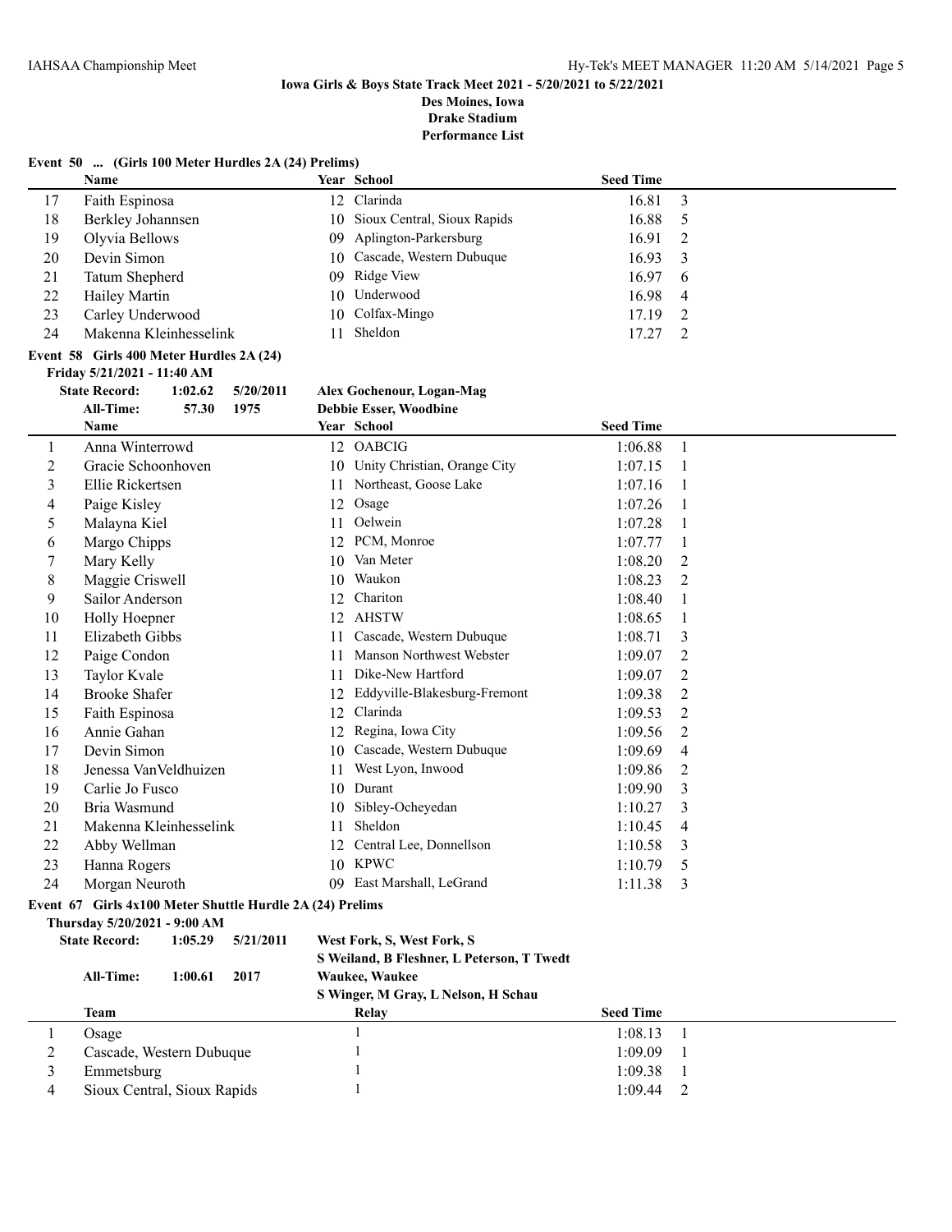**Iowa Girls & Boys State Track Meet 2021 - 5/20/2021 to 5/22/2021**
**Des Moines, Iowa**
**Drake Stadium**
**Performance List**

### Event 50 ... (Girls 100 Meter Hurdles 2A (24) Prelims)

| | Name | Year | School | Seed Time | |
|---|---|---|---|---|---|
| 17 | Faith Espinosa | 12 | Clarinda | 16.81 | 3 |
| 18 | Berkley Johannsen | 10 | Sioux Central, Sioux Rapids | 16.88 | 5 |
| 19 | Olyvia Bellows | 09 | Aplington-Parkersburg | 16.91 | 2 |
| 20 | Devin Simon | 10 | Cascade, Western Dubuque | 16.93 | 3 |
| 21 | Tatum Shepherd | 09 | Ridge View | 16.97 | 6 |
| 22 | Hailey Martin | 10 | Underwood | 16.98 | 4 |
| 23 | Carley Underwood | 10 | Colfax-Mingo | 17.19 | 2 |
| 24 | Makenna Kleinhesselink | 11 | Sheldon | 17.27 | 2 |

### Event 58 Girls 400 Meter Hurdles 2A (24)

Friday 5/21/2021 - 11:40 AM

**State Record:** 1:02.62 5/20/2011 **Alex Gochenour, Logan-Mag**
**All-Time:** 57.30 1975 **Debbie Esser, Woodbine**

| | Name | Year | School | Seed Time | |
|---|---|---|---|---|---|
| 1 | Anna Winterrowd | 12 | OABCIG | 1:06.88 | 1 |
| 2 | Gracie Schoonhoven | 10 | Unity Christian, Orange City | 1:07.15 | 1 |
| 3 | Ellie Rickertsen | 11 | Northeast, Goose Lake | 1:07.16 | 1 |
| 4 | Paige Kisley | 12 | Osage | 1:07.26 | 1 |
| 5 | Malayna Kiel | 11 | Oelwein | 1:07.28 | 1 |
| 6 | Margo Chipps | 12 | PCM, Monroe | 1:07.77 | 1 |
| 7 | Mary Kelly | 10 | Van Meter | 1:08.20 | 2 |
| 8 | Maggie Criswell | 10 | Waukon | 1:08.23 | 2 |
| 9 | Sailor Anderson | 12 | Chariton | 1:08.40 | 1 |
| 10 | Holly Hoepner | 12 | AHSTW | 1:08.65 | 1 |
| 11 | Elizabeth Gibbs | 11 | Cascade, Western Dubuque | 1:08.71 | 3 |
| 12 | Paige Condon | 11 | Manson Northwest Webster | 1:09.07 | 2 |
| 13 | Taylor Kvale | 11 | Dike-New Hartford | 1:09.07 | 2 |
| 14 | Brooke Shafer | 12 | Eddyville-Blakesburg-Fremont | 1:09.38 | 2 |
| 15 | Faith Espinosa | 12 | Clarinda | 1:09.53 | 2 |
| 16 | Annie Gahan | 12 | Regina, Iowa City | 1:09.56 | 2 |
| 17 | Devin Simon | 10 | Cascade, Western Dubuque | 1:09.69 | 4 |
| 18 | Jenessa VanVeldhuizen | 11 | West Lyon, Inwood | 1:09.86 | 2 |
| 19 | Carlie Jo Fusco | 10 | Durant | 1:09.90 | 3 |
| 20 | Bria Wasmund | 10 | Sibley-Ocheyedan | 1:10.27 | 3 |
| 21 | Makenna Kleinhesselink | 11 | Sheldon | 1:10.45 | 4 |
| 22 | Abby Wellman | 12 | Central Lee, Donnellson | 1:10.58 | 3 |
| 23 | Hanna Rogers | 10 | KPWC | 1:10.79 | 5 |
| 24 | Morgan Neuroth | 09 | East Marshall, LeGrand | 1:11.38 | 3 |

### Event 67 Girls 4x100 Meter Shuttle Hurdle 2A (24) Prelims

Thursday 5/20/2021 - 9:00 AM

**State Record:** 1:05.29 5/21/2011 **West Fork, S, West Fork, S**
**S Weiland, B Fleshner, L Peterson, T Twedt**
**All-Time:** 1:00.61 2017 **Waukee, Waukee**
**S Winger, M Gray, L Nelson, H Schau**

| | Team | Relay | Seed Time | |
|---|---|---|---|---|
| 1 | Osage | 1 | 1:08.13 | 1 |
| 2 | Cascade, Western Dubuque | 1 | 1:09.09 | 1 |
| 3 | Emmetsburg | 1 | 1:09.38 | 1 |
| 4 | Sioux Central, Sioux Rapids | 1 | 1:09.44 | 2 |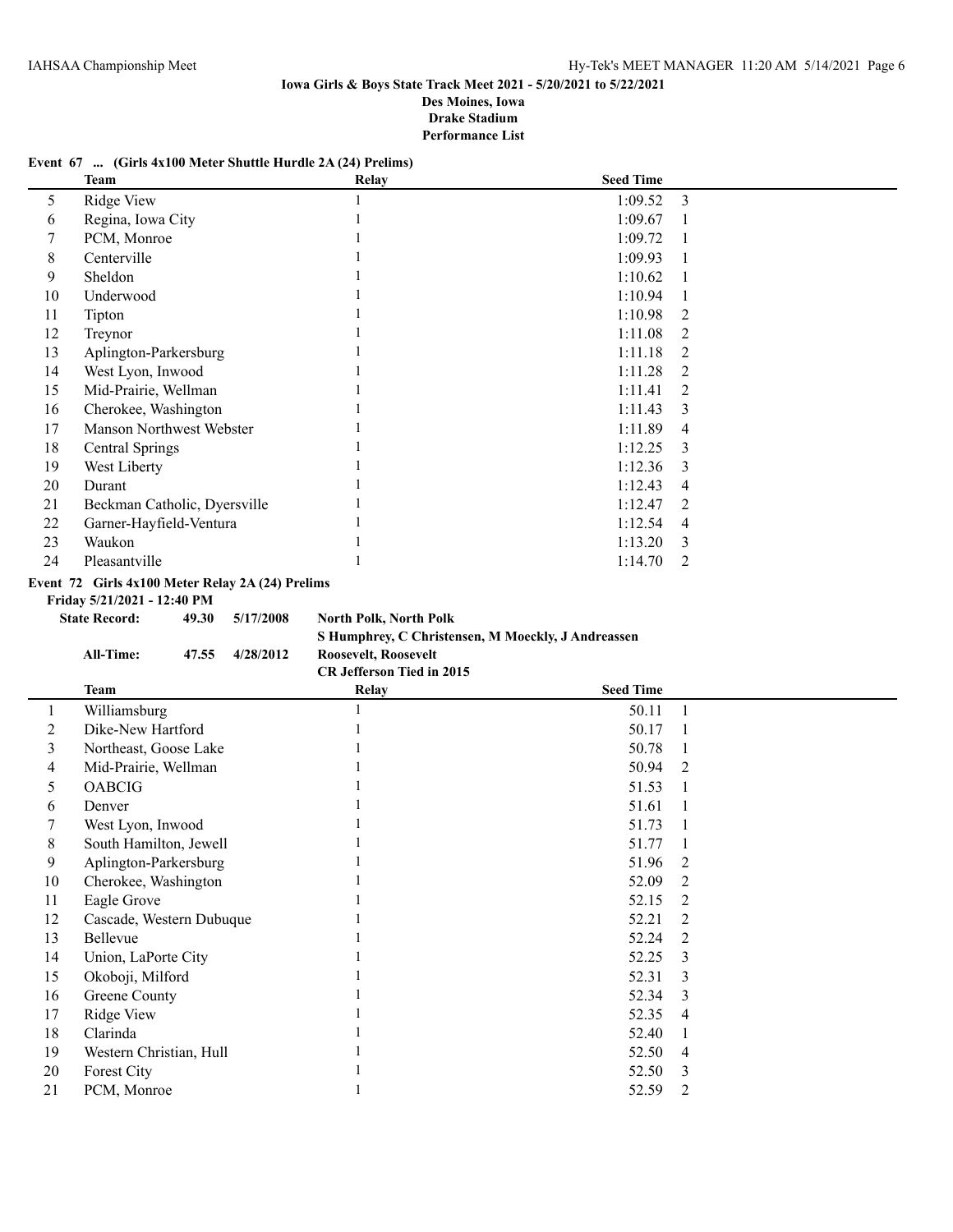**Event 67 ... (Girls 4x100 Meter Shuttle Hurdle 2A (24) Prelims)**

| | Team | Relay | Seed Time | |
|---|---|---|---|---|
| 5 | Ridge View | 1 | 1:09.52 | 3 |
| 6 | Regina, Iowa City | 1 | 1:09.67 | 1 |
| 7 | PCM, Monroe | 1 | 1:09.72 | 1 |
| 8 | Centerville | 1 | 1:09.93 | 1 |
| 9 | Sheldon | 1 | 1:10.62 | 1 |
| 10 | Underwood | 1 | 1:10.94 | 1 |
| 11 | Tipton | 1 | 1:10.98 | 2 |
| 12 | Treynor | 1 | 1:11.08 | 2 |
| 13 | Aplington-Parkersburg | 1 | 1:11.18 | 2 |
| 14 | West Lyon, Inwood | 1 | 1:11.28 | 2 |
| 15 | Mid-Prairie, Wellman | 1 | 1:11.41 | 2 |
| 16 | Cherokee, Washington | 1 | 1:11.43 | 3 |
| 17 | Manson Northwest Webster | 1 | 1:11.89 | 4 |
| 18 | Central Springs | 1 | 1:12.25 | 3 |
| 19 | West Liberty | 1 | 1:12.36 | 3 |
| 20 | Durant | 1 | 1:12.43 | 4 |
| 21 | Beckman Catholic, Dyersville | 1 | 1:12.47 | 2 |
| 22 | Garner-Hayfield-Ventura | 1 | 1:12.54 | 4 |
| 23 | Waukon | 1 | 1:13.20 | 3 |
| 24 | Pleasantville | 1 | 1:14.70 | 2 |

**Event 72 Girls 4x100 Meter Relay 2A (24) Prelims**

**Friday 5/21/2021 - 12:40 PM**

**State Record:** 49.30 5/17/2008 **North Polk, North Polk**
**S Humphrey, C Christensen, M Moeckly, J Andreassen**

**All-Time:** 47.55 4/28/2012 **Roosevelt, Roosevelt**
**CR Jefferson Tied in 2015**

| | Team | Relay | Seed Time | |
|---|---|---|---|---|
| 1 | Williamsburg | 1 | 50.11 | 1 |
| 2 | Dike-New Hartford | 1 | 50.17 | 1 |
| 3 | Northeast, Goose Lake | 1 | 50.78 | 1 |
| 4 | Mid-Prairie, Wellman | 1 | 50.94 | 2 |
| 5 | OABCIG | 1 | 51.53 | 1 |
| 6 | Denver | 1 | 51.61 | 1 |
| 7 | West Lyon, Inwood | 1 | 51.73 | 1 |
| 8 | South Hamilton, Jewell | 1 | 51.77 | 1 |
| 9 | Aplington-Parkersburg | 1 | 51.96 | 2 |
| 10 | Cherokee, Washington | 1 | 52.09 | 2 |
| 11 | Eagle Grove | 1 | 52.15 | 2 |
| 12 | Cascade, Western Dubuque | 1 | 52.21 | 2 |
| 13 | Bellevue | 1 | 52.24 | 2 |
| 14 | Union, LaPorte City | 1 | 52.25 | 3 |
| 15 | Okoboji, Milford | 1 | 52.31 | 3 |
| 16 | Greene County | 1 | 52.34 | 3 |
| 17 | Ridge View | 1 | 52.35 | 4 |
| 18 | Clarinda | 1 | 52.40 | 1 |
| 19 | Western Christian, Hull | 1 | 52.50 | 4 |
| 20 | Forest City | 1 | 52.50 | 3 |
| 21 | PCM, Monroe | 1 | 52.59 | 2 |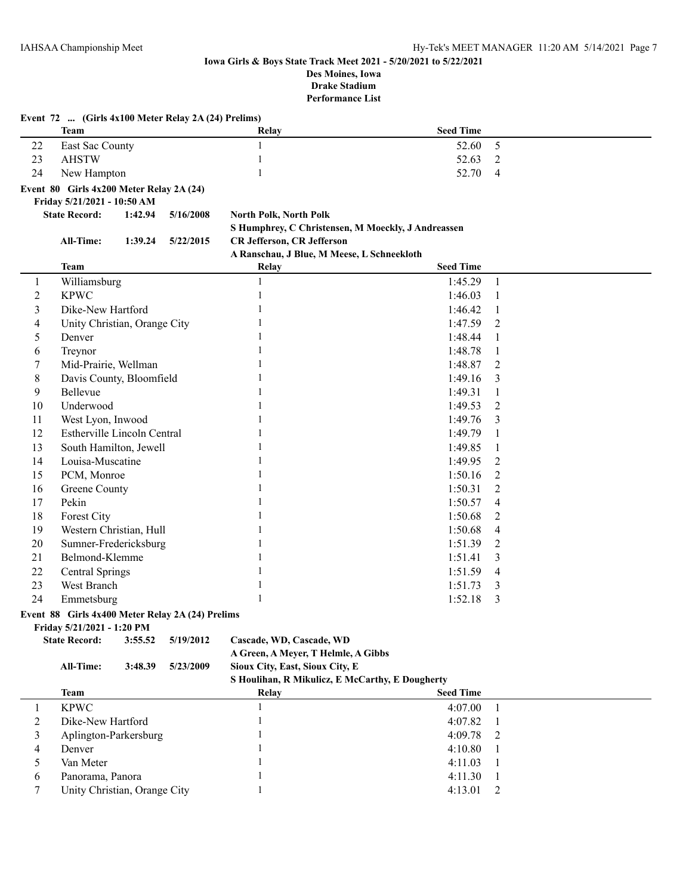### Iowa Girls & Boys State Track Meet 2021 - 5/20/2021 to 5/22/2021
**Des Moines, Iowa**
**Drake Stadium**
**Performance List**

**Event 72 ... (Girls 4x100 Meter Relay 2A (24) Prelims)**

| | Team | Relay | Seed Time | |
|---|---|---|---|---|
| 22 | East Sac County | 1 | 52.60 | 5 |
| 23 | AHSTW | 1 | 52.63 | 2 |
| 24 | New Hampton | 1 | 52.70 | 4 |

**Event 80 Girls 4x200 Meter Relay 2A (24)**

**Friday 5/21/2021 - 10:50 AM**

**State Record:** 1:42.94 5/16/2008 **North Polk, North Polk**
**S Humphrey, C Christensen, M Moeckly, J Andreassen**

**All-Time:** 1:39.24 5/22/2015 **CR Jefferson, CR Jefferson**
**A Ranschau, J Blue, M Meese, L Schneekloth**

| | Team | Relay | Seed Time | |
|---|---|---|---|---|
| 1 | Williamsburg | 1 | 1:45.29 | 1 |
| 2 | KPWC | 1 | 1:46.03 | 1 |
| 3 | Dike-New Hartford | 1 | 1:46.42 | 1 |
| 4 | Unity Christian, Orange City | 1 | 1:47.59 | 2 |
| 5 | Denver | 1 | 1:48.44 | 1 |
| 6 | Treynor | 1 | 1:48.78 | 1 |
| 7 | Mid-Prairie, Wellman | 1 | 1:48.87 | 2 |
| 8 | Davis County, Bloomfield | 1 | 1:49.16 | 3 |
| 9 | Bellevue | 1 | 1:49.31 | 1 |
| 10 | Underwood | 1 | 1:49.53 | 2 |
| 11 | West Lyon, Inwood | 1 | 1:49.76 | 3 |
| 12 | Estherville Lincoln Central | 1 | 1:49.79 | 1 |
| 13 | South Hamilton, Jewell | 1 | 1:49.85 | 1 |
| 14 | Louisa-Muscatine | 1 | 1:49.95 | 2 |
| 15 | PCM, Monroe | 1 | 1:50.16 | 2 |
| 16 | Greene County | 1 | 1:50.31 | 2 |
| 17 | Pekin | 1 | 1:50.57 | 4 |
| 18 | Forest City | 1 | 1:50.68 | 2 |
| 19 | Western Christian, Hull | 1 | 1:50.68 | 4 |
| 20 | Sumner-Fredericksburg | 1 | 1:51.39 | 2 |
| 21 | Belmond-Klemme | 1 | 1:51.41 | 3 |
| 22 | Central Springs | 1 | 1:51.59 | 4 |
| 23 | West Branch | 1 | 1:51.73 | 3 |
| 24 | Emmetsburg | 1 | 1:52.18 | 3 |

**Event 88 Girls 4x400 Meter Relay 2A (24) Prelims**

**Friday 5/21/2021 - 1:20 PM**

**State Record:** 3:55.52 5/19/2012 **Cascade, WD, Cascade, WD**
**A Green, A Meyer, T Helmle, A Gibbs**

**All-Time:** 3:48.39 5/23/2009 **Sioux City, East, Sioux City, E**
**S Houlihan, R Mikulicz, E McCarthy, E Dougherty**

| | Team | Relay | Seed Time | |
|---|---|---|---|---|
| 1 | KPWC | 1 | 4:07.00 | 1 |
| 2 | Dike-New Hartford | 1 | 4:07.82 | 1 |
| 3 | Aplington-Parkersburg | 1 | 4:09.78 | 2 |
| 4 | Denver | 1 | 4:10.80 | 1 |
| 5 | Van Meter | 1 | 4:11.03 | 1 |
| 6 | Panorama, Panora | 1 | 4:11.30 | 1 |
| 7 | Unity Christian, Orange City | 1 | 4:13.01 | 2 |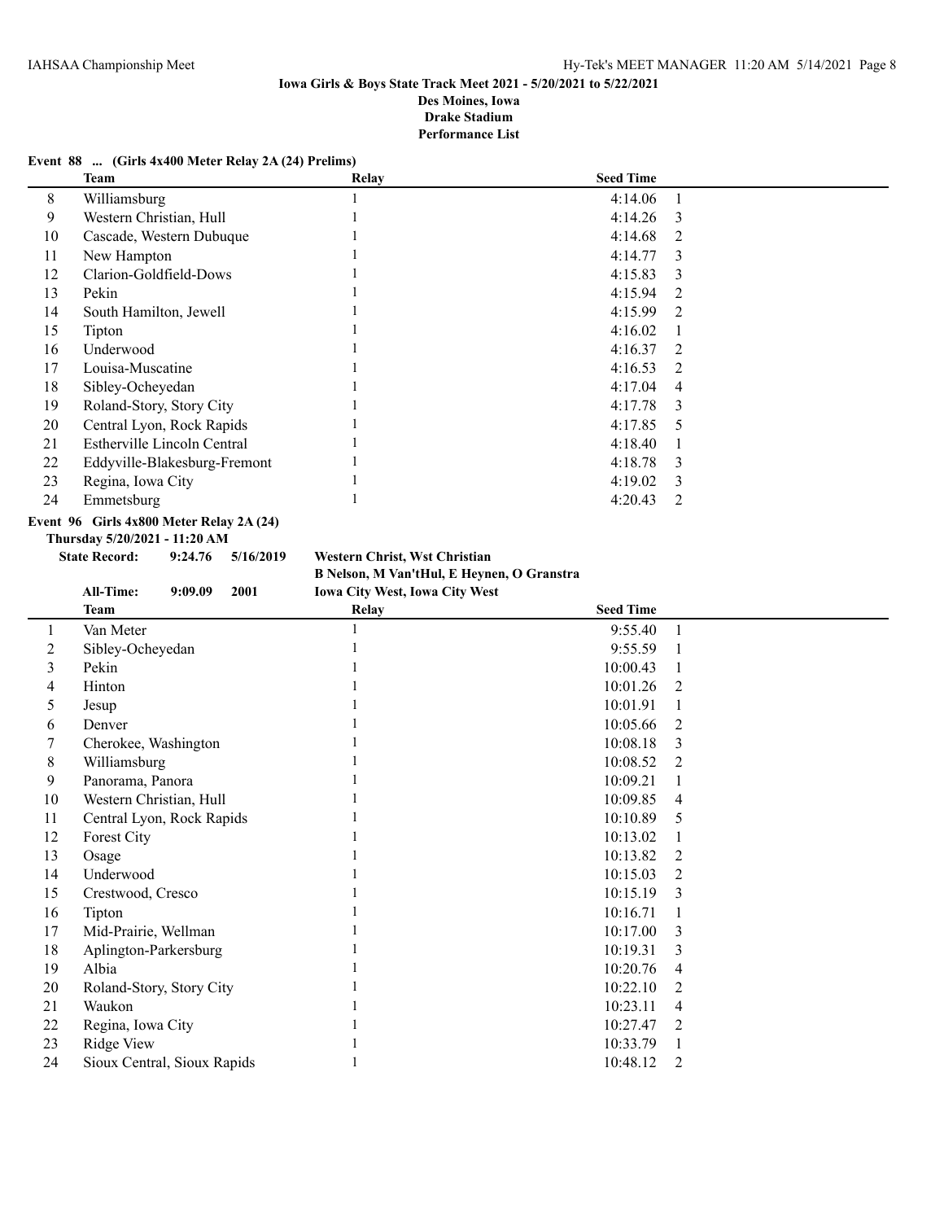**Iowa Girls & Boys State Track Meet 2021 - 5/20/2021 to 5/22/2021**
**Des Moines, Iowa**
**Drake Stadium**
**Performance List**

**Event 88 ... (Girls 4x400 Meter Relay 2A (24) Prelims)**

| | Team | Relay | Seed Time | |
|---|---|---|---|---|
| 8 | Williamsburg | 1 | 4:14.06 | 1 |
| 9 | Western Christian, Hull | 1 | 4:14.26 | 3 |
| 10 | Cascade, Western Dubuque | 1 | 4:14.68 | 2 |
| 11 | New Hampton | 1 | 4:14.77 | 3 |
| 12 | Clarion-Goldfield-Dows | 1 | 4:15.83 | 3 |
| 13 | Pekin | 1 | 4:15.94 | 2 |
| 14 | South Hamilton, Jewell | 1 | 4:15.99 | 2 |
| 15 | Tipton | 1 | 4:16.02 | 1 |
| 16 | Underwood | 1 | 4:16.37 | 2 |
| 17 | Louisa-Muscatine | 1 | 4:16.53 | 2 |
| 18 | Sibley-Ocheyedan | 1 | 4:17.04 | 4 |
| 19 | Roland-Story, Story City | 1 | 4:17.78 | 3 |
| 20 | Central Lyon, Rock Rapids | 1 | 4:17.85 | 5 |
| 21 | Estherville Lincoln Central | 1 | 4:18.40 | 1 |
| 22 | Eddyville-Blakesburg-Fremont | 1 | 4:18.78 | 3 |
| 23 | Regina, Iowa City | 1 | 4:19.02 | 3 |
| 24 | Emmetsburg | 1 | 4:20.43 | 2 |

**Event 96 Girls 4x800 Meter Relay 2A (24)**

**Thursday 5/20/2021 - 11:20 AM**

**State Record: 9:24.76 5/16/2019 Western Christ, Wst Christian**
**B Nelson, M Van'tHul, E Heynen, O Granstra**

**All-Time: 9:09.09 2001 Iowa City West, Iowa City West**

| | Team | Relay | Seed Time | |
|---|---|---|---|---|
| 1 | Van Meter | 1 | 9:55.40 | 1 |
| 2 | Sibley-Ocheyedan | 1 | 9:55.59 | 1 |
| 3 | Pekin | 1 | 10:00.43 | 1 |
| 4 | Hinton | 1 | 10:01.26 | 2 |
| 5 | Jesup | 1 | 10:01.91 | 1 |
| 6 | Denver | 1 | 10:05.66 | 2 |
| 7 | Cherokee, Washington | 1 | 10:08.18 | 3 |
| 8 | Williamsburg | 1 | 10:08.52 | 2 |
| 9 | Panorama, Panora | 1 | 10:09.21 | 1 |
| 10 | Western Christian, Hull | 1 | 10:09.85 | 4 |
| 11 | Central Lyon, Rock Rapids | 1 | 10:10.89 | 5 |
| 12 | Forest City | 1 | 10:13.02 | 1 |
| 13 | Osage | 1 | 10:13.82 | 2 |
| 14 | Underwood | 1 | 10:15.03 | 2 |
| 15 | Crestwood, Cresco | 1 | 10:15.19 | 3 |
| 16 | Tipton | 1 | 10:16.71 | 1 |
| 17 | Mid-Prairie, Wellman | 1 | 10:17.00 | 3 |
| 18 | Aplington-Parkersburg | 1 | 10:19.31 | 3 |
| 19 | Albia | 1 | 10:20.76 | 4 |
| 20 | Roland-Story, Story City | 1 | 10:22.10 | 2 |
| 21 | Waukon | 1 | 10:23.11 | 4 |
| 22 | Regina, Iowa City | 1 | 10:27.47 | 2 |
| 23 | Ridge View | 1 | 10:33.79 | 1 |
| 24 | Sioux Central, Sioux Rapids | 1 | 10:48.12 | 2 |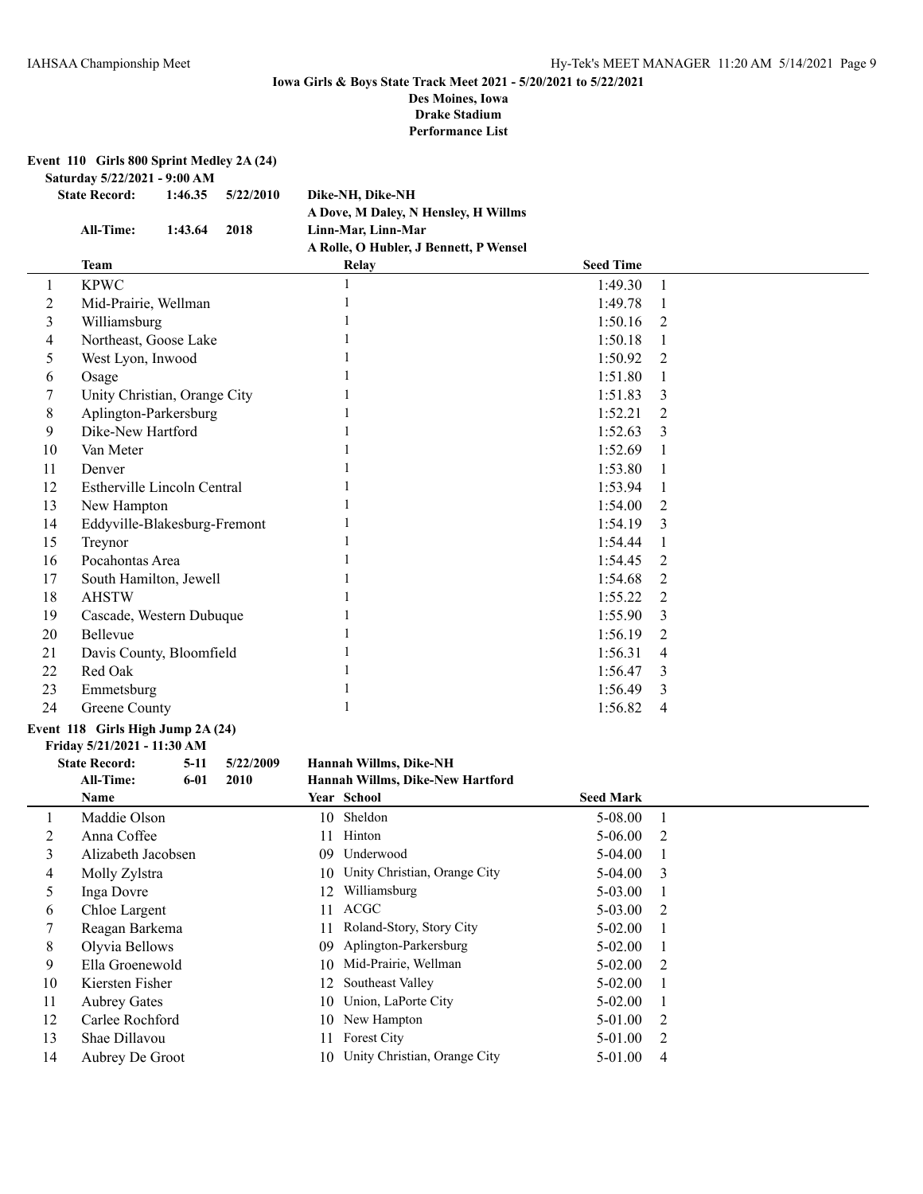**Iowa Girls & Boys State Track Meet 2021 - 5/20/2021 to 5/22/2021**
**Des Moines, Iowa**
**Drake Stadium**
**Performance List**

### Event 110 Girls 800 Sprint Medley 2A (24)

**Saturday 5/22/2021 - 9:00 AM**

| | | | |
|---|---|---|---|
| **State Record:** | **1:46.35** | **5/22/2010** | **Dike-NH, Dike-NH** |
| | | | **A Dove, M Daley, N Hensley, H Willms** |
| **All-Time:** | **1:43.64** | **2018** | **Linn-Mar, Linn-Mar** |
| | | | **A Rolle, O Hubler, J Bennett, P Wensel** |

| | Team | Relay | Seed Time | |
|---|---|---|---|---|
| 1 | KPWC | 1 | 1:49.30 | 1 |
| 2 | Mid-Prairie, Wellman | 1 | 1:49.78 | 1 |
| 3 | Williamsburg | 1 | 1:50.16 | 2 |
| 4 | Northeast, Goose Lake | 1 | 1:50.18 | 1 |
| 5 | West Lyon, Inwood | 1 | 1:50.92 | 2 |
| 6 | Osage | 1 | 1:51.80 | 1 |
| 7 | Unity Christian, Orange City | 1 | 1:51.83 | 3 |
| 8 | Aplington-Parkersburg | 1 | 1:52.21 | 2 |
| 9 | Dike-New Hartford | 1 | 1:52.63 | 3 |
| 10 | Van Meter | 1 | 1:52.69 | 1 |
| 11 | Denver | 1 | 1:53.80 | 1 |
| 12 | Estherville Lincoln Central | 1 | 1:53.94 | 1 |
| 13 | New Hampton | 1 | 1:54.00 | 2 |
| 14 | Eddyville-Blakesburg-Fremont | 1 | 1:54.19 | 3 |
| 15 | Treynor | 1 | 1:54.44 | 1 |
| 16 | Pocahontas Area | 1 | 1:54.45 | 2 |
| 17 | South Hamilton, Jewell | 1 | 1:54.68 | 2 |
| 18 | AHSTW | 1 | 1:55.22 | 2 |
| 19 | Cascade, Western Dubuque | 1 | 1:55.90 | 3 |
| 20 | Bellevue | 1 | 1:56.19 | 2 |
| 21 | Davis County, Bloomfield | 1 | 1:56.31 | 4 |
| 22 | Red Oak | 1 | 1:56.47 | 3 |
| 23 | Emmetsburg | 1 | 1:56.49 | 3 |
| 24 | Greene County | 1 | 1:56.82 | 4 |

### Event 118 Girls High Jump 2A (24)

**Friday 5/21/2021 - 11:30 AM**

| | | | |
|---|---|---|---|
| **State Record:** | **5-11** | **5/22/2009** | **Hannah Willms, Dike-NH** |
| **All-Time:** | **6-01** | **2010** | **Hannah Willms, Dike-New Hartford** |

| | Name | Year | School | Seed Mark | |
|---|---|---|---|---|---|
| 1 | Maddie Olson | 10 | Sheldon | 5-08.00 | 1 |
| 2 | Anna Coffee | 11 | Hinton | 5-06.00 | 2 |
| 3 | Alizabeth Jacobsen | 09 | Underwood | 5-04.00 | 1 |
| 4 | Molly Zylstra | 10 | Unity Christian, Orange City | 5-04.00 | 3 |
| 5 | Inga Dovre | 12 | Williamsburg | 5-03.00 | 1 |
| 6 | Chloe Largent | 11 | ACGC | 5-03.00 | 2 |
| 7 | Reagan Barkema | 11 | Roland-Story, Story City | 5-02.00 | 1 |
| 8 | Olyvia Bellows | 09 | Aplington-Parkersburg | 5-02.00 | 1 |
| 9 | Ella Groenewold | 10 | Mid-Prairie, Wellman | 5-02.00 | 2 |
| 10 | Kiersten Fisher | 12 | Southeast Valley | 5-02.00 | 1 |
| 11 | Aubrey Gates | 10 | Union, LaPorte City | 5-02.00 | 1 |
| 12 | Carlee Rochford | 10 | New Hampton | 5-01.00 | 2 |
| 13 | Shae Dillavou | 11 | Forest City | 5-01.00 | 2 |
| 14 | Aubrey De Groot | 10 | Unity Christian, Orange City | 5-01.00 | 4 |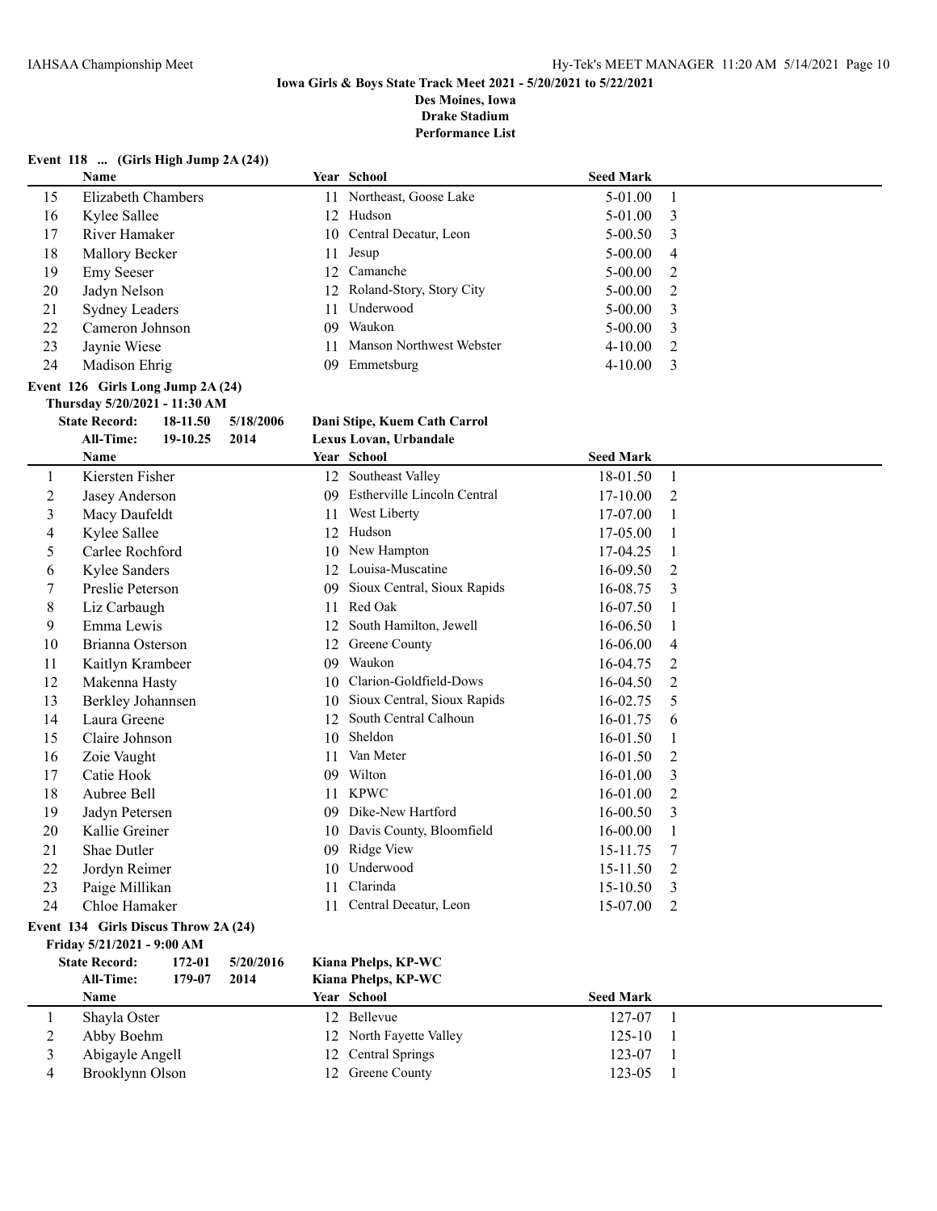**Iowa Girls & Boys State Track Meet 2021 - 5/20/2021 to 5/22/2021**
**Des Moines, Iowa**
**Drake Stadium**
**Performance List**

### Event 118 ... (Girls High Jump 2A (24))

| | Name | Year | School | Seed Mark | |
|---|---|---|---|---|---|
| 15 | Elizabeth Chambers | 11 | Northeast, Goose Lake | 5-01.00 | 1 |
| 16 | Kylee Sallee | 12 | Hudson | 5-01.00 | 3 |
| 17 | River Hamaker | 10 | Central Decatur, Leon | 5-00.50 | 3 |
| 18 | Mallory Becker | 11 | Jesup | 5-00.00 | 4 |
| 19 | Emy Seeser | 12 | Camanche | 5-00.00 | 2 |
| 20 | Jadyn Nelson | 12 | Roland-Story, Story City | 5-00.00 | 2 |
| 21 | Sydney Leaders | 11 | Underwood | 5-00.00 | 3 |
| 22 | Cameron Johnson | 09 | Waukon | 5-00.00 | 3 |
| 23 | Jaynie Wiese | 11 | Manson Northwest Webster | 4-10.00 | 2 |
| 24 | Madison Ehrig | 09 | Emmetsburg | 4-10.00 | 3 |

### Event 126 Girls Long Jump 2A (24)

Thursday 5/20/2021 - 11:30 AM

**State Record:** 18-11.50 5/18/2006 **Dani Stipe, Kuem Cath Carrol**
**All-Time:** 19-10.25 2014 **Lexus Lovan, Urbandale**

| | Name | Year | School | Seed Mark | |
|---|---|---|---|---|---|
| 1 | Kiersten Fisher | 12 | Southeast Valley | 18-01.50 | 1 |
| 2 | Jasey Anderson | 09 | Estherville Lincoln Central | 17-10.00 | 2 |
| 3 | Macy Daufeldt | 11 | West Liberty | 17-07.00 | 1 |
| 4 | Kylee Sallee | 12 | Hudson | 17-05.00 | 1 |
| 5 | Carlee Rochford | 10 | New Hampton | 17-04.25 | 1 |
| 6 | Kylee Sanders | 12 | Louisa-Muscatine | 16-09.50 | 2 |
| 7 | Preslie Peterson | 09 | Sioux Central, Sioux Rapids | 16-08.75 | 3 |
| 8 | Liz Carbaugh | 11 | Red Oak | 16-07.50 | 1 |
| 9 | Emma Lewis | 12 | South Hamilton, Jewell | 16-06.50 | 1 |
| 10 | Brianna Osterson | 12 | Greene County | 16-06.00 | 4 |
| 11 | Kaitlyn Krambeer | 09 | Waukon | 16-04.75 | 2 |
| 12 | Makenna Hasty | 10 | Clarion-Goldfield-Dows | 16-04.50 | 2 |
| 13 | Berkley Johannsen | 10 | Sioux Central, Sioux Rapids | 16-02.75 | 5 |
| 14 | Laura Greene | 12 | South Central Calhoun | 16-01.75 | 6 |
| 15 | Claire Johnson | 10 | Sheldon | 16-01.50 | 1 |
| 16 | Zoie Vaught | 11 | Van Meter | 16-01.50 | 2 |
| 17 | Catie Hook | 09 | Wilton | 16-01.00 | 3 |
| 18 | Aubree Bell | 11 | KPWC | 16-01.00 | 2 |
| 19 | Jadyn Petersen | 09 | Dike-New Hartford | 16-00.50 | 3 |
| 20 | Kallie Greiner | 10 | Davis County, Bloomfield | 16-00.00 | 1 |
| 21 | Shae Dutler | 09 | Ridge View | 15-11.75 | 7 |
| 22 | Jordyn Reimer | 10 | Underwood | 15-11.50 | 2 |
| 23 | Paige Millikan | 11 | Clarinda | 15-10.50 | 3 |
| 24 | Chloe Hamaker | 11 | Central Decatur, Leon | 15-07.00 | 2 |

### Event 134 Girls Discus Throw 2A (24)

Friday 5/21/2021 - 9:00 AM

**State Record:** 172-01 5/20/2016 **Kiana Phelps, KP-WC**
**All-Time:** 179-07 2014 **Kiana Phelps, KP-WC**

| | Name | Year | School | Seed Mark | |
|---|---|---|---|---|---|
| 1 | Shayla Oster | 12 | Bellevue | 127-07 | 1 |
| 2 | Abby Boehm | 12 | North Fayette Valley | 125-10 | 1 |
| 3 | Abigayle Angell | 12 | Central Springs | 123-07 | 1 |
| 4 | Brooklynn Olson | 12 | Greene County | 123-05 | 1 |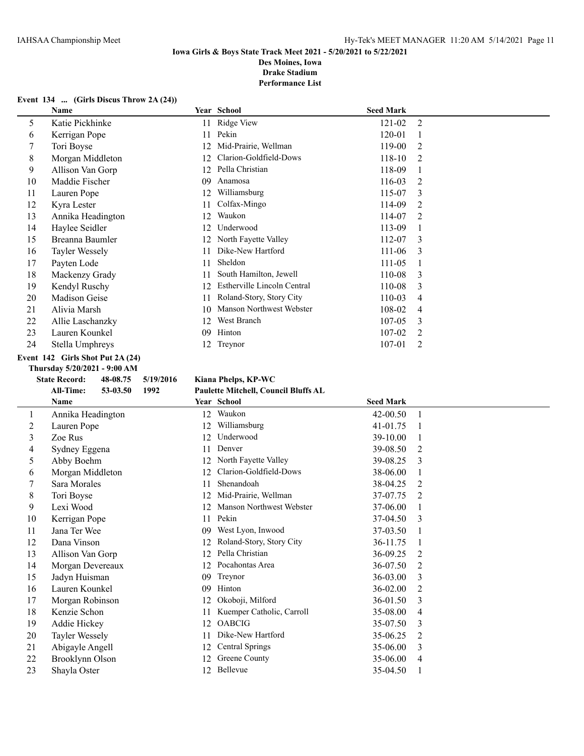**Iowa Girls & Boys State Track Meet 2021 - 5/20/2021 to 5/22/2021**
**Des Moines, Iowa**
**Drake Stadium**
**Performance List**

### Event 134 ... (Girls Discus Throw 2A (24))

| | Name | Year | School | Seed Mark | |
|---|---|---|---|---|---|
| 5 | Katie Pickhinke | 11 | Ridge View | 121-02 | 2 |
| 6 | Kerrigan Pope | 11 | Pekin | 120-01 | 1 |
| 7 | Tori Boyse | 12 | Mid-Prairie, Wellman | 119-00 | 2 |
| 8 | Morgan Middleton | 12 | Clarion-Goldfield-Dows | 118-10 | 2 |
| 9 | Allison Van Gorp | 12 | Pella Christian | 118-09 | 1 |
| 10 | Maddie Fischer | 09 | Anamosa | 116-03 | 2 |
| 11 | Lauren Pope | 12 | Williamsburg | 115-07 | 3 |
| 12 | Kyra Lester | 11 | Colfax-Mingo | 114-09 | 2 |
| 13 | Annika Headington | 12 | Waukon | 114-07 | 2 |
| 14 | Haylee Seidler | 12 | Underwood | 113-09 | 1 |
| 15 | Breanna Baumler | 12 | North Fayette Valley | 112-07 | 3 |
| 16 | Tayler Wessely | 11 | Dike-New Hartford | 111-06 | 3 |
| 17 | Payten Lode | 11 | Sheldon | 111-05 | 1 |
| 18 | Mackenzy Grady | 11 | South Hamilton, Jewell | 110-08 | 3 |
| 19 | Kendyl Ruschy | 12 | Estherville Lincoln Central | 110-08 | 3 |
| 20 | Madison Geise | 11 | Roland-Story, Story City | 110-03 | 4 |
| 21 | Alivia Marsh | 10 | Manson Northwest Webster | 108-02 | 4 |
| 22 | Allie Laschanzky | 12 | West Branch | 107-05 | 3 |
| 23 | Lauren Kounkel | 09 | Hinton | 107-02 | 2 |
| 24 | Stella Umphreys | 12 | Treynor | 107-01 | 2 |

### Event 142 Girls Shot Put 2A (24)

**Thursday 5/20/2021 - 9:00 AM**

**State Record:** 48-08.75 5/19/2016 **Kiana Phelps, KP-WC**
**All-Time:** 53-03.50 1992 **Paulette Mitchell, Council Bluffs AL**

| | Name | Year | School | Seed Mark | |
|---|---|---|---|---|---|
| 1 | Annika Headington | 12 | Waukon | 42-00.50 | 1 |
| 2 | Lauren Pope | 12 | Williamsburg | 41-01.75 | 1 |
| 3 | Zoe Rus | 12 | Underwood | 39-10.00 | 1 |
| 4 | Sydney Eggena | 11 | Denver | 39-08.50 | 2 |
| 5 | Abby Boehm | 12 | North Fayette Valley | 39-08.25 | 3 |
| 6 | Morgan Middleton | 12 | Clarion-Goldfield-Dows | 38-06.00 | 1 |
| 7 | Sara Morales | 11 | Shenandoah | 38-04.25 | 2 |
| 8 | Tori Boyse | 12 | Mid-Prairie, Wellman | 37-07.75 | 2 |
| 9 | Lexi Wood | 12 | Manson Northwest Webster | 37-06.00 | 1 |
| 10 | Kerrigan Pope | 11 | Pekin | 37-04.50 | 3 |
| 11 | Jana Ter Wee | 09 | West Lyon, Inwood | 37-03.50 | 1 |
| 12 | Dana Vinson | 12 | Roland-Story, Story City | 36-11.75 | 1 |
| 13 | Allison Van Gorp | 12 | Pella Christian | 36-09.25 | 2 |
| 14 | Morgan Devereaux | 12 | Pocahontas Area | 36-07.50 | 2 |
| 15 | Jadyn Huisman | 09 | Treynor | 36-03.00 | 3 |
| 16 | Lauren Kounkel | 09 | Hinton | 36-02.00 | 2 |
| 17 | Morgan Robinson | 12 | Okoboji, Milford | 36-01.50 | 3 |
| 18 | Kenzie Schon | 11 | Kuemper Catholic, Carroll | 35-08.00 | 4 |
| 19 | Addie Hickey | 12 | OABCIG | 35-07.50 | 3 |
| 20 | Tayler Wessely | 11 | Dike-New Hartford | 35-06.25 | 2 |
| 21 | Abigayle Angell | 12 | Central Springs | 35-06.00 | 3 |
| 22 | Brooklynn Olson | 12 | Greene County | 35-06.00 | 4 |
| 23 | Shayla Oster | 12 | Bellevue | 35-04.50 | 1 |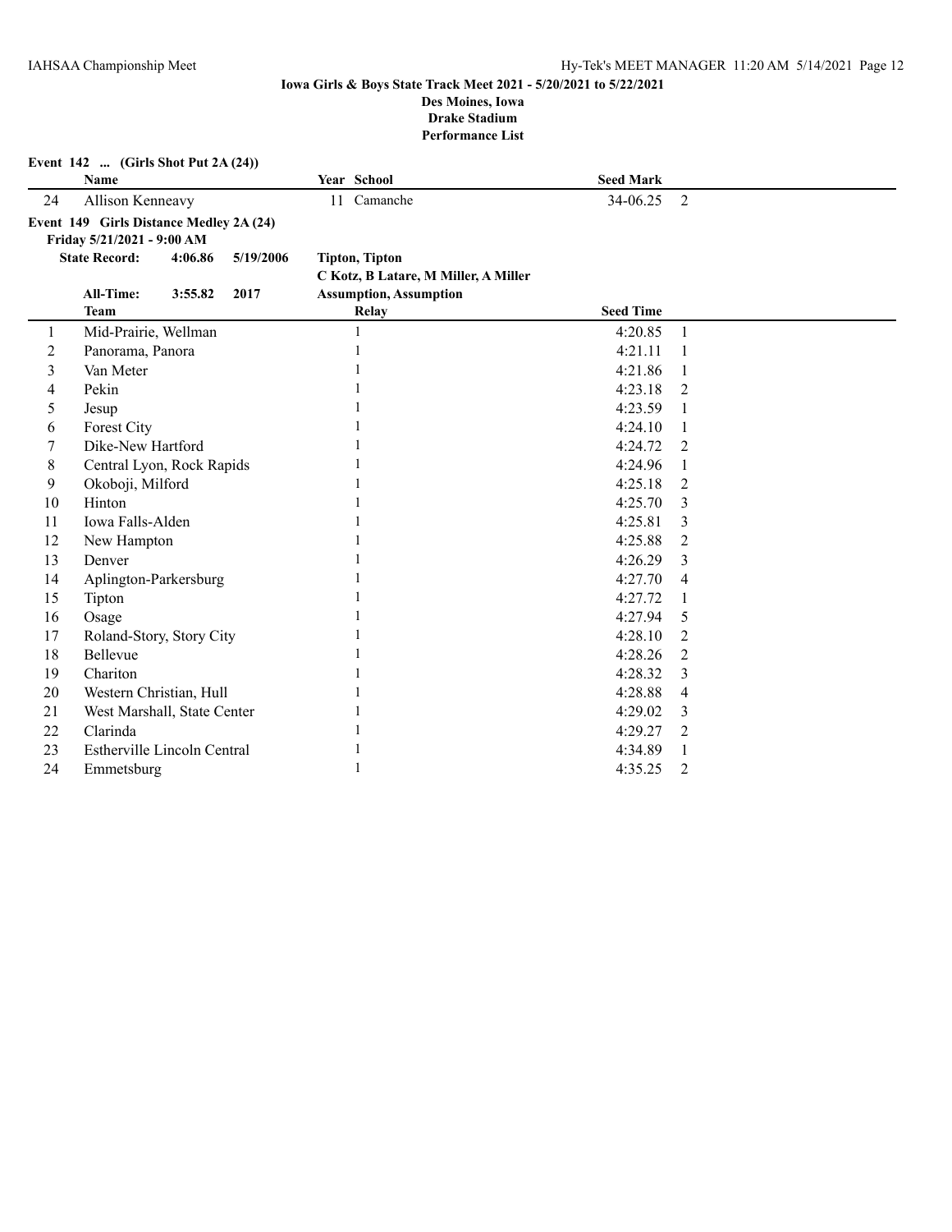**Iowa Girls & Boys State Track Meet 2021 - 5/20/2021 to 5/22/2021**
**Des Moines, Iowa**
**Drake Stadium**
**Performance List**

**Event 142 ... (Girls Shot Put 2A (24))**

| | Name | Year | School | Seed Mark | |
|---|---|---|---|---|---|
| 24 | Allison Kenneavy | 11 | Camanche | 34-06.25 | 2 |

**Event 149 Girls Distance Medley 2A (24)**
**Friday 5/21/2021 - 9:00 AM**

**State Record:** **4:06.86** **5/19/2006** **Tipton, Tipton**
**C Kotz, B Latare, M Miller, A Miller**
**All-Time:** **3:55.82** **2017** **Assumption, Assumption**

| | Team | Relay | Seed Time | |
|---|---|---|---|---|
| 1 | Mid-Prairie, Wellman | 1 | 4:20.85 | 1 |
| 2 | Panorama, Panora | 1 | 4:21.11 | 1 |
| 3 | Van Meter | 1 | 4:21.86 | 1 |
| 4 | Pekin | 1 | 4:23.18 | 2 |
| 5 | Jesup | 1 | 4:23.59 | 1 |
| 6 | Forest City | 1 | 4:24.10 | 1 |
| 7 | Dike-New Hartford | 1 | 4:24.72 | 2 |
| 8 | Central Lyon, Rock Rapids | 1 | 4:24.96 | 1 |
| 9 | Okoboji, Milford | 1 | 4:25.18 | 2 |
| 10 | Hinton | 1 | 4:25.70 | 3 |
| 11 | Iowa Falls-Alden | 1 | 4:25.81 | 3 |
| 12 | New Hampton | 1 | 4:25.88 | 2 |
| 13 | Denver | 1 | 4:26.29 | 3 |
| 14 | Aplington-Parkersburg | 1 | 4:27.70 | 4 |
| 15 | Tipton | 1 | 4:27.72 | 1 |
| 16 | Osage | 1 | 4:27.94 | 5 |
| 17 | Roland-Story, Story City | 1 | 4:28.10 | 2 |
| 18 | Bellevue | 1 | 4:28.26 | 2 |
| 19 | Chariton | 1 | 4:28.32 | 3 |
| 20 | Western Christian, Hull | 1 | 4:28.88 | 4 |
| 21 | West Marshall, State Center | 1 | 4:29.02 | 3 |
| 22 | Clarinda | 1 | 4:29.27 | 2 |
| 23 | Estherville Lincoln Central | 1 | 4:34.89 | 1 |
| 24 | Emmetsburg | 1 | 4:35.25 | 2 |